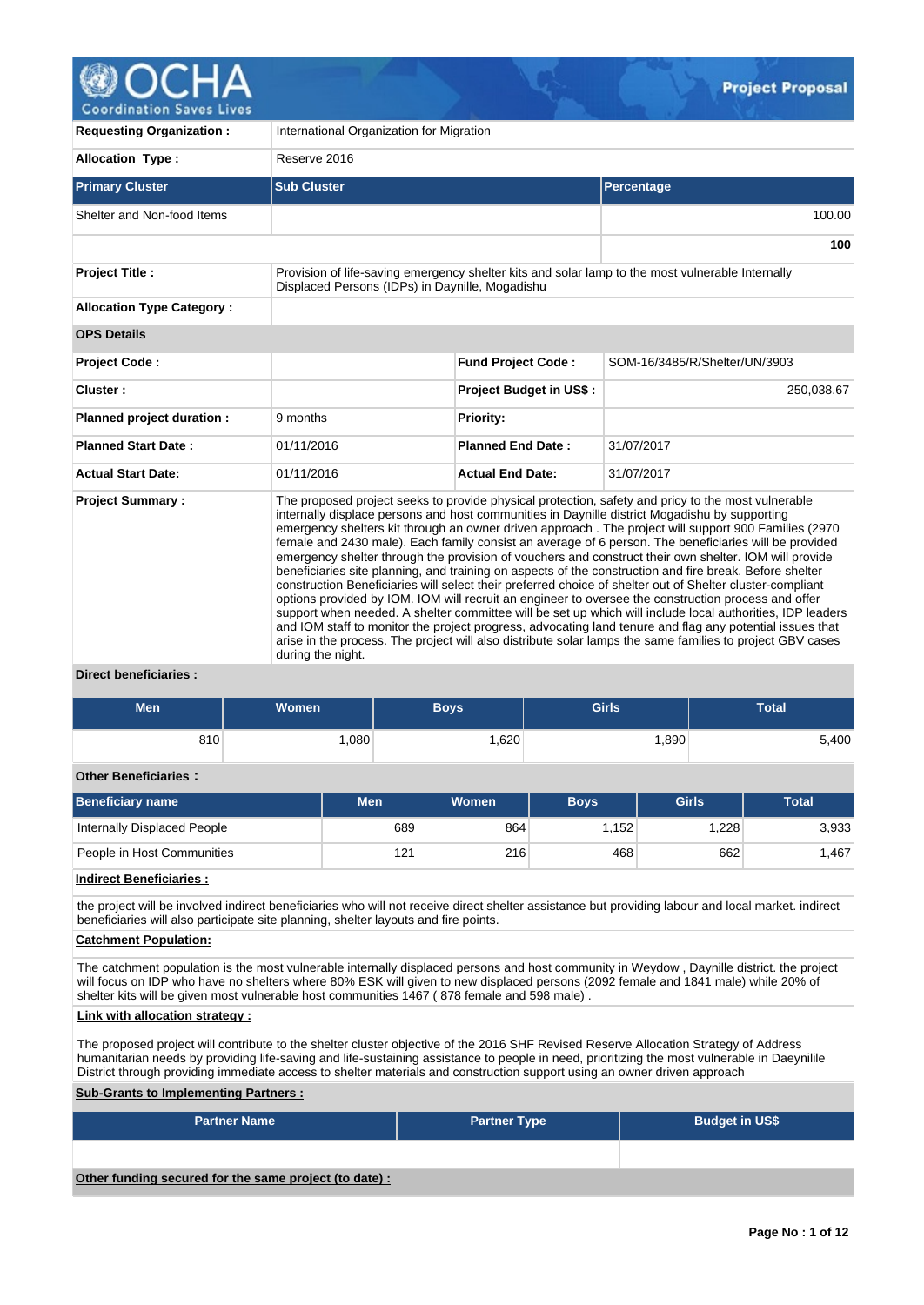# Project Proposal

| | |
|---|---|
| **Requesting Organization :** | International Organization for Migration |
| **Allocation Type :** | Reserve 2016 |

| Primary Cluster | Sub Cluster | Percentage |
|---|---|---|
| Shelter and Non-food Items | | 100.00 |
| | | **100** |

| | |
|---|---|
| **Project Title :** | Provision of life-saving emergency shelter kits and solar lamp to the most vulnerable Internally Displaced Persons (IDPs) in Daynille, Mogadishu |
| **Allocation Type Category :** | |

**OPS Details**

| | | | |
|---|---|---|---|
| **Project Code :** | | **Fund Project Code :** | SOM-16/3485/R/Shelter/UN/3903 |
| **Cluster :** | | **Project Budget in US$ :** | 250,038.67 |
| **Planned project duration :** | 9 months | **Priority:** | |
| **Planned Start Date :** | 01/11/2016 | **Planned End Date :** | 31/07/2017 |
| **Actual Start Date:** | 01/11/2016 | **Actual End Date:** | 31/07/2017 |

**Project Summary :**

The proposed project seeks to provide physical protection, safety and pricy to the most vulnerable internally displace persons and host communities in Daynille district Mogadishu by supporting emergency shelters kit through an owner driven approach . The project will support 900 Families (2970 female and 2430 male). Each family consist an average of 6 person. The beneficiaries will be provided emergency shelter through the provision of vouchers and construct their own shelter. IOM will provide beneficiaries site planning, and training on aspects of the construction and fire break. Before shelter construction Beneficiaries will select their preferred choice of shelter out of Shelter cluster-compliant options provided by IOM. IOM will recruit an engineer to oversee the construction process and offer support when needed. A shelter committee will be set up which will include local authorities, IDP leaders and IOM staff to monitor the project progress, advocating land tenure and flag any potential issues that arise in the process. The project will also distribute solar lamps the same families to project GBV cases during the night.

**Direct beneficiaries :**

| Men | Women | Boys | Girls | Total |
|---|---|---|---|---|
| 810 | 1,080 | 1,620 | 1,890 | 5,400 |

**Other Beneficiaries :**

| Beneficiary name | Men | Women | Boys | Girls | Total |
|---|---|---|---|---|---|
| Internally Displaced People | 689 | 864 | 1,152 | 1,228 | 3,933 |
| People in Host Communities | 121 | 216 | 468 | 662 | 1,467 |

**Indirect Beneficiaries :**

the project will be involved indirect beneficiaries who will not receive direct shelter assistance but providing labour and local market. indirect beneficiaries will also participate site planning, shelter layouts and fire points.

**Catchment Population:**

The catchment population is the most vulnerable internally displaced persons and host community in Weydow , Daynille district. the project will focus on IDP who have no shelters where 80% ESK will given to new displaced persons (2092 female and 1841 male) while 20% of shelter kits will be given most vulnerable host communities 1467 ( 878 female and 598 male) .

**Link with allocation strategy :**

The proposed project will contribute to the shelter cluster objective of the 2016 SHF Revised Reserve Allocation Strategy of Address humanitarian needs by providing life-saving and life-sustaining assistance to people in need, prioritizing the most vulnerable in Daeynilile District through providing immediate access to shelter materials and construction support using an owner driven approach

**Sub-Grants to Implementing Partners :**

| Partner Name | Partner Type | Budget in US$ |
|---|---|---|
| | | |

**Other funding secured for the same project (to date) :**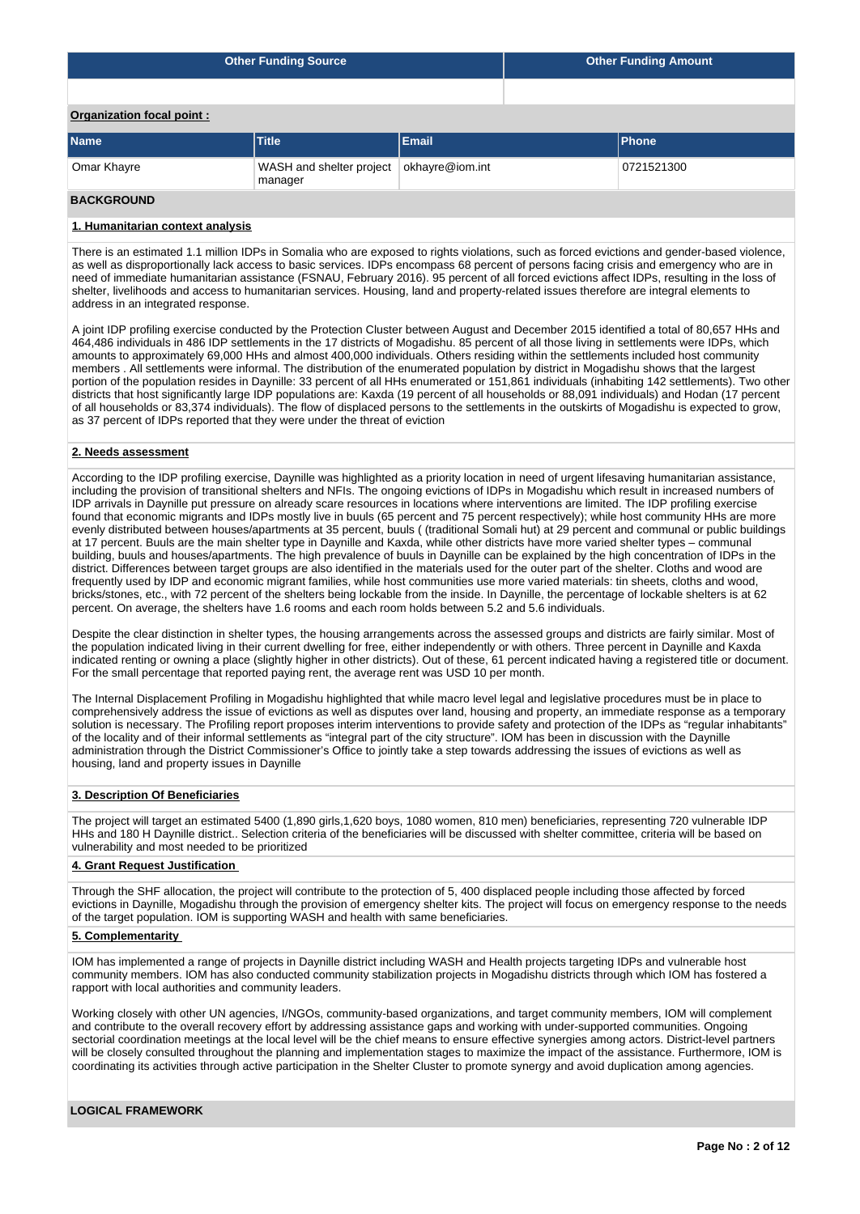| Other Funding Source | Other Funding Amount |
|---|---|
| | |

**Organization focal point :**

| Name | Title | Email | Phone |
|---|---|---|---|
| Omar Khayre | WASH and shelter project manager | okhayre@iom.int | 0721521300 |

## BACKGROUND

### 1. Humanitarian context analysis

There is an estimated 1.1 million IDPs in Somalia who are exposed to rights violations, such as forced evictions and gender-based violence, as well as disproportionally lack access to basic services. IDPs encompass 68 percent of persons facing crisis and emergency who are in need of immediate humanitarian assistance (FSNAU, February 2016). 95 percent of all forced evictions affect IDPs, resulting in the loss of shelter, livelihoods and access to humanitarian services. Housing, land and property-related issues therefore are integral elements to address in an integrated response.

A joint IDP profiling exercise conducted by the Protection Cluster between August and December 2015 identified a total of 80,657 HHs and 464,486 individuals in 486 IDP settlements in the 17 districts of Mogadishu. 85 percent of all those living in settlements were IDPs, which amounts to approximately 69,000 HHs and almost 400,000 individuals. Others residing within the settlements included host community members . All settlements were informal. The distribution of the enumerated population by district in Mogadishu shows that the largest portion of the population resides in Dayniile: 33 percent of all HHs enumerated or 151,861 individuals (inhabiting 142 settlements). Two other districts that host significantly large IDP populations are: Kaxda (19 percent of all households or 88,091 individuals) and Hodan (17 percent of all households or 83,374 individuals). The flow of displaced persons to the settlements in the outskirts of Mogadishu is expected to grow, as 37 percent of IDPs reported that they were under the threat of eviction

### 2. Needs assessment

According to the IDP profiling exercise, Dayniile was highlighted as a priority location in need of urgent lifesaving humanitarian assistance, including the provision of transitional shelters and NFIs. The ongoing evictions of IDPs in Mogadishu which result in increased numbers of IDP arrivals in Dayniile put pressure on already scare resources in locations where interventions are limited. The IDP profiling exercise found that economic migrants and IDPs mostly live in buuls (65 percent and 75 percent respectively); while host community HHs are more evenly distributed between houses/apartments at 35 percent, buuls ( (traditional Somali hut) at 29 percent and communal or public buildings at 17 percent. Buuls are the main shelter type in Dayniile and Kaxda, while other districts have more varied shelter types – communal building, buuls and houses/apartments. The high prevalence of buuls in Dayniile can be explained by the high concentration of IDPs in the district. Differences between target groups are also identified in the materials used for the outer part of the shelter. Cloths and wood are frequently used by IDP and economic migrant families, while host communities use more varied materials: tin sheets, cloths and wood, bricks/stones, etc., with 72 percent of the shelters being lockable from the inside. In Dayniile, the percentage of lockable shelters is at 62 percent. On average, the shelters have 1.6 rooms and each room holds between 5.2 and 5.6 individuals.

Despite the clear distinction in shelter types, the housing arrangements across the assessed groups and districts are fairly similar. Most of the population indicated living in their current dwelling for free, either independently or with others. Three percent in Dayniile and Kaxda indicated renting or owning a place (slightly higher in other districts). Out of these, 61 percent indicated having a registered title or document. For the small percentage that reported paying rent, the average rent was USD 10 per month.

The Internal Displacement Profiling in Mogadishu highlighted that while macro level legal and legislative procedures must be in place to comprehensively address the issue of evictions as well as disputes over land, housing and property, an immediate response as a temporary solution is necessary. The Profiling report proposes interim interventions to provide safety and protection of the IDPs as "regular inhabitants" of the locality and of their informal settlements as "integral part of the city structure". IOM has been in discussion with the Dayniile administration through the District Commissioner's Office to jointly take a step towards addressing the issues of evictions as well as housing, land and property issues in Dayniile

### 3. Description Of Beneficiaries

The project will target an estimated 5400 (1,890 girls,1,620 boys, 1080 women, 810 men) beneficiaries, representing 720 vulnerable IDP HHs and 180 H Dayniile district.. Selection criteria of the beneficiaries will be discussed with shelter committee, criteria will be based on vulnerability and most needed to be prioritized

### 4. Grant Request Justification

Through the SHF allocation, the project will contribute to the protection of 5, 400 displaced people including those affected by forced evictions in Dayniile, Mogadishu through the provision of emergency shelter kits. The project will focus on emergency response to the needs of the target population. IOM is supporting WASH and health with same beneficiaries.

### 5. Complementarity

IOM has implemented a range of projects in Dayniile district including WASH and Health projects targeting IDPs and vulnerable host community members. IOM has also conducted community stabilization projects in Mogadishu districts through which IOM has fostered a rapport with local authorities and community leaders.

Working closely with other UN agencies, I/NGOs, community-based organizations, and target community members, IOM will complement and contribute to the overall recovery effort by addressing assistance gaps and working with under-supported communities. Ongoing sectorial coordination meetings at the local level will be the chief means to ensure effective synergies among actors. District-level partners will be closely consulted throughout the planning and implementation stages to maximize the impact of the assistance. Furthermore, IOM is coordinating its activities through active participation in the Shelter Cluster to promote synergy and avoid duplication among agencies.

## LOGICAL FRAMEWORK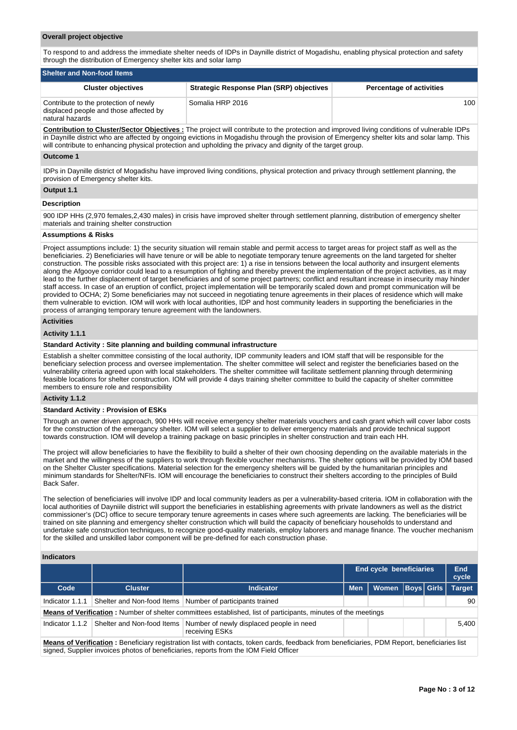**Overall project objective**

To respond to and address the immediate shelter needs of IDPs in Daynille district of Mogadishu, enabling physical protection and safety through the distribution of Emergency shelter kits and solar lamp

**Shelter and Non-food Items**

| Cluster objectives | Strategic Response Plan (SRP) objectives | Percentage of activities |
|---|---|---|
| Contribute to the protection of newly displaced people and those affected by natural hazards | Somalia HRP 2016 | 100 |

**Contribution to Cluster/Sector Objectives :** The project will contribute to the protection and improved living conditions of vulnerable IDPs in Daynille district who are affected by ongoing evictions in Mogadishu through the provision of Emergency shelter kits and solar lamp. This will contribute to enhancing physical protection and upholding the privacy and dignity of the target group.

**Outcome 1**

IDPs in Daynille district of Mogadishu have improved living conditions, physical protection and privacy through settlement planning, the provision of Emergency shelter kits.

**Output 1.1**

**Description**

900 IDP HHs (2,970 females,2,430 males) in crisis have improved shelter through settlement planning, distribution of emergency shelter materials and training shelter construction

**Assumptions & Risks**

Project assumptions include: 1) the security situation will remain stable and permit access to target areas for project staff as well as the beneficiaries. 2) Beneficiaries will have tenure or will be able to negotiate temporary tenure agreements on the land targeted for shelter construction. The possible risks associated with this project are: 1) a rise in tensions between the local authority and insurgent elements along the Afgooye corridor could lead to a resumption of fighting and thereby prevent the implementation of the project activities, as it may lead to the further displacement of target beneficiaries and of some project partners; conflict and resultant increase in insecurity may hinder staff access. In case of an eruption of conflict, project implementation will be temporarily scaled down and prompt communication will be provided to OCHA; 2) Some beneficiaries may not succeed in negotiating tenure agreements in their places of residence which will make them vulnerable to eviction. IOM will work with local authorities, IDP and host community leaders in supporting the beneficiaries in the process of arranging temporary tenure agreement with the landowners.

**Activities**

**Activity 1.1.1**

**Standard Activity : Site planning and building communal infrastructure**

Establish a shelter committee consisting of the local authority, IDP community leaders and IOM staff that will be responsible for the beneficiary selection process and oversee implementation. The shelter committee will select and register the beneficiaries based on the vulnerability criteria agreed upon with local stakeholders. The shelter committee will facilitate settlement planning through determining feasible locations for shelter construction. IOM will provide 4 days training shelter committee to build the capacity of shelter committee members to ensure role and responsibility

**Activity 1.1.2**

**Standard Activity : Provision of ESKs**

Through an owner driven approach, 900 HHs will receive emergency shelter materials vouchers and cash grant which will cover labor costs for the construction of the emergancy shelter. IOM will select a supplier to deliver emergency materials and provide technical support towards construction. IOM will develop a training package on basic principles in shelter construction and train each HH.

The project will allow beneficiaries to have the flexibility to build a shelter of their own choosing depending on the available materials in the market and the willingness of the suppliers to work through flexible voucher mechanisms. The shelter options will be provided by IOM based on the Shelter Cluster specifications. Material selection for the emergency shelters will be guided by the humanitarian principles and minimum standards for Shelter/NFIs. IOM will encourage the beneficiaries to construct their shelters according to the principles of Build Back Safer.

The selection of beneficiaries will involve IDP and local community leaders as per a vulnerability-based criteria. IOM in collaboration with the local authorities of Dayniile district will support the beneficiaries in establishing agreements with private landowners as well as the district commissioner's (DC) office to secure temporary tenure agreements in cases where such agreements are lacking. The beneficiaries will be trained on site planning and emergency shelter construction which will build the capacity of beneficiary households to understand and undertake safe construction techniques, to recognize good-quality materials, employ laborers and manage finance. The voucher mechanism for the skilled and unskilled labor component will be pre-defined for each construction phase.

**Indicators**

| | | | End cycle beneficiaries | | | | End cycle |
|---|---|---|---|---|---|---|---|
| Code | Cluster | Indicator | Men | Women | Boys | Girls | Target |
| Indicator 1.1.1 | Shelter and Non-food Items | Number of participants trained | | | | | 90 |
| **Means of Verification :** Number of shelter committees established, list of participants, minutes of the meetings | | | | | | | |
| Indicator 1.1.2 | Shelter and Non-food Items | Number of newly displaced people in need receiving ESKs | | | | | 5,400 |
| **Means of Verification :** Beneficiary registration list with contacts, token cards, feedback from beneficiaries, PDM Report, beneficiaries list signed, Supplier invoices photos of beneficiaries, reports from the IOM Field Officer | | | | | | | |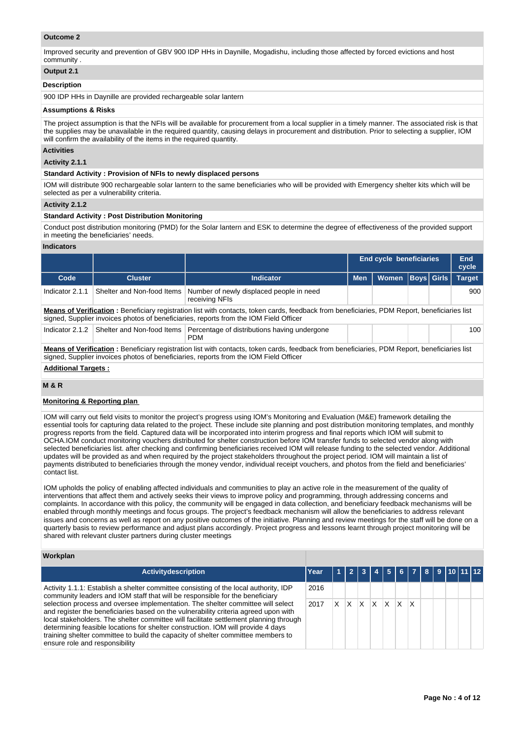**Outcome 2**

Improved security and prevention of GBV 900 IDP HHs in Daynille, Mogadishu, including those affected by forced evictions and host community .

**Output 2.1**

**Description**

900 IDP HHs in Daynille are provided rechargeable solar lantern

**Assumptions & Risks**

The project assumption is that the NFIs will be available for procurement from a local supplier in a timely manner. The associated risk is that the supplies may be unavailable in the required quantity, causing delays in procurement and distribution. Prior to selecting a supplier, IOM will confirm the availability of the items in the required quantity.

**Activities**

**Activity 2.1.1**

**Standard Activity : Provision of NFIs to newly displaced persons**

IOM will distribute 900 rechargeable solar lantern to the same beneficiaries who will be provided with Emergency shelter kits which will be selected as per a vulnerability criteria.

**Activity 2.1.2**

**Standard Activity : Post Distribution Monitoring**

Conduct post distribution monitoring (PMD) for the Solar lantern and ESK to determine the degree of effectiveness of the provided support in meeting the beneficiaries' needs.

**Indicators**

| | | | End cycle beneficiaries | | | | End cycle |
|---|---|---|---|---|---|---|---|
| **Code** | **Cluster** | **Indicator** | **Men** | **Women** | **Boys** | **Girls** | **Target** |
| Indicator 2.1.1 | Shelter and Non-food Items | Number of newly displaced people in need receiving NFIs | | | | | 900 |
| **Means of Verification :** Beneficiary registration list with contacts, token cards, feedback from beneficiaries, PDM Report, beneficiaries list signed, Supplier invoices photos of beneficiaries, reports from the IOM Field Officer | | | | | | | |
| Indicator 2.1.2 | Shelter and Non-food Items | Percentage of distributions having undergone PDM | | | | | 100 |
| **Means of Verification :** Beneficiary registration list with contacts, token cards, feedback from beneficiaries, PDM Report, beneficiaries list signed, Supplier invoices photos of beneficiaries, reports from the IOM Field Officer | | | | | | | |

**Additional Targets :**

**M & R**

**Monitoring & Reporting plan**

IOM will carry out field visits to monitor the project's progress using IOM's Monitoring and Evaluation (M&E) framework detailing the essential tools for capturing data related to the project. These include site planning and post distribution monitoring templates, and monthly progress reports from the field. Captured data will be incorporated into interim progress and final reports which IOM will submit to OCHA.IOM conduct monitoring vouchers distributed for shelter construction before IOM transfer funds to selected vendor along with selected beneficiaries list. after checking and confirming beneficiaries received IOM will release funding to the selected vendor. Additional updates will be provided as and when required by the project stakeholders throughout the project period. IOM will maintain a list of payments distributed to beneficiaries through the money vendor, individual receipt vouchers, and photos from the field and beneficiaries' contact list.

IOM upholds the policy of enabling affected individuals and communities to play an active role in the measurement of the quality of interventions that affect them and actively seeks their views to improve policy and programming, through addressing concerns and complaints. In accordance with this policy, the community will be engaged in data collection, and beneficiary feedback mechanisms will be enabled through monthly meetings and focus groups. The project's feedback mechanism will allow the beneficiaries to address relevant issues and concerns as well as report on any positive outcomes of the initiative. Planning and review meetings for the staff will be done on a quarterly basis to review performance and adjust plans accordingly. Project progress and lessons learnt through project monitoring will be shared with relevant cluster partners during cluster meetings

**Workplan**

| Activitydescription | Year | 1 | 2 | 3 | 4 | 5 | 6 | 7 | 8 | 9 | 10 | 11 | 12 |
|---|---|---|---|---|---|---|---|---|---|---|---|---|---|
| Activity 1.1.1: Establish a shelter committee consisting of the local authority, IDP community leaders and IOM staff that will be responsible for the beneficiary selection process and oversee implementation. The shelter committee will select and register the beneficiaries based on the vulnerability criteria agreed upon with local stakeholders. The shelter committee will facilitate settlement planning through determining feasible locations for shelter construction. IOM will provide 4 days training shelter committee to build the capacity of shelter committee members to ensure role and responsibility | 2016 | | | | | | | | | | | | |
| | 2017 | X | X | X | X | X | X | X | | | | | |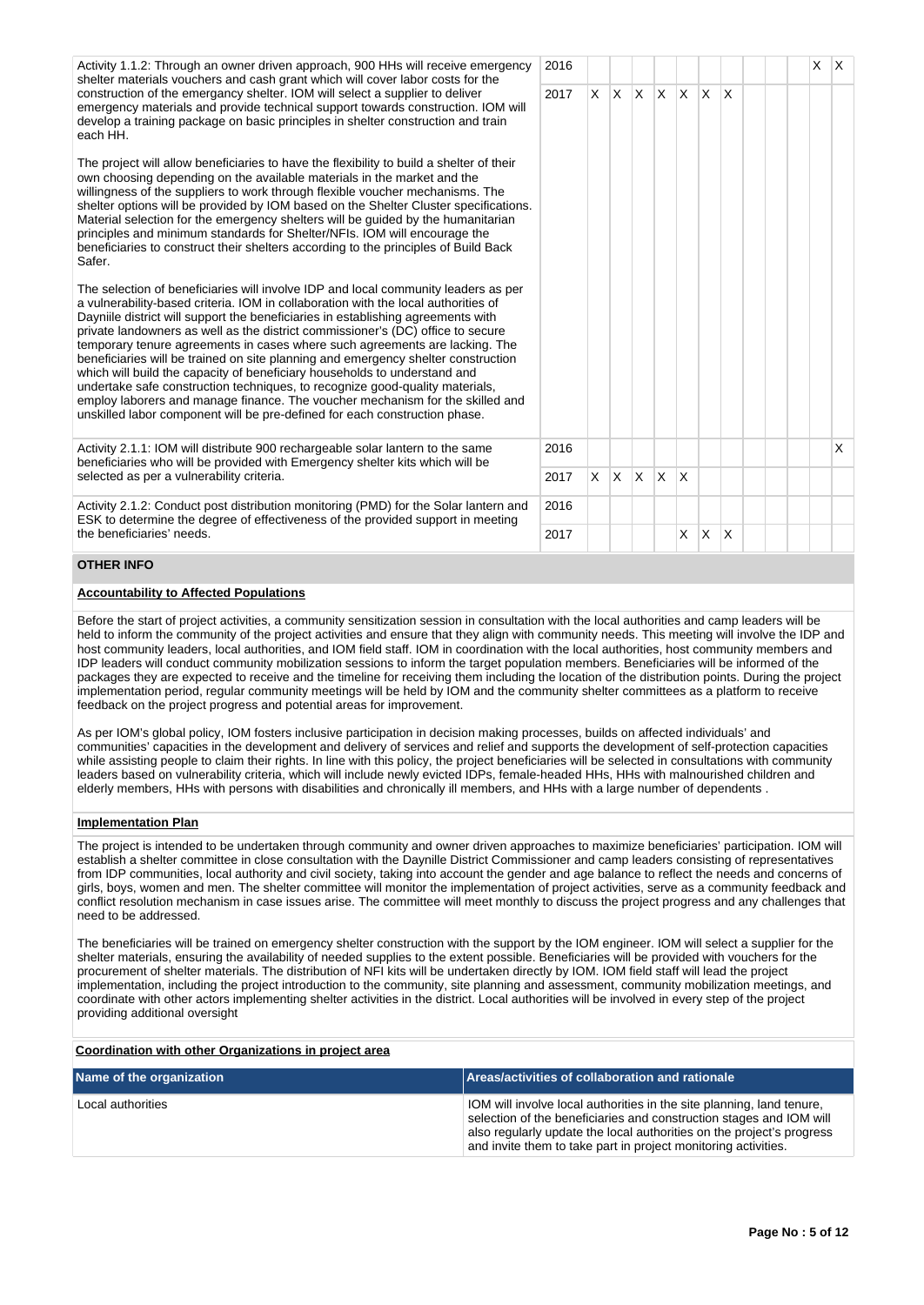| Activity | Year | 1 | 2 | 3 | 4 | 5 | 6 | 7 | 8 | 9 | 10 | 11 | 12 |
|---|---|---|---|---|---|---|---|---|---|---|---|---|---|
| Activity 1.1.2: Through an owner driven approach, 900 HHs will receive emergency shelter materials vouchers and cash grant which will cover labor costs for the construction of the emergancy shelter. IOM will select a supplier to deliver emergency materials and provide technical support towards construction. IOM will develop a training package on basic principles in shelter construction and train each HH.<br><br>The project will allow beneficiaries to have the flexibility to build a shelter of their own choosing depending on the available materials in the market and the willingness of the suppliers to work through flexible voucher mechanisms. The shelter options will be provided by IOM based on the Shelter Cluster specifications. Material selection for the emergency shelters will be guided by the humanitarian principles and minimum standards for Shelter/NFIs. IOM will encourage the beneficiaries to construct their shelters according to the principles of Build Back Safer.<br><br>The selection of beneficiaries will involve IDP and local community leaders as per a vulnerability-based criteria. IOM in collaboration with the local authorities of Dayniile district will support the beneficiaries in establishing agreements with private landowners as well as the district commissioner's (DC) office to secure temporary tenure agreements in cases where such agreements are lacking. The beneficiaries will be trained on site planning and emergency shelter construction which will build the capacity of beneficiary households to understand and undertake safe construction techniques, to recognize good-quality materials, employ laborers and manage finance. The voucher mechanism for the skilled and unskilled labor component will be pre-defined for each construction phase. | 2016 | | | | | | | | | | | X | X |
| | 2017 | X | X | X | X | X | X | X | | | | | |
| Activity 2.1.1: IOM will distribute 900 rechargeable solar lantern to the same beneficiaries who will be provided with Emergency shelter kits which will be selected as per a vulnerability criteria. | 2016 | | | | | | | | | | | | X |
| | 2017 | X | X | X | X | X | | | | | | | |
| Activity 2.1.2: Conduct post distribution monitoring (PMD) for the Solar lantern and ESK to determine the degree of effectiveness of the provided support in meeting the beneficiaries' needs. | 2016 | | | | | | | | | | | | |
| | 2017 | | | | | X | X | X | | | | | |

## OTHER INFO

### Accountability to Affected Populations

Before the start of project activities, a community sensitization session in consultation with the local authorities and camp leaders will be held to inform the community of the project activities and ensure that they align with community needs. This meeting will involve the IDP and host community leaders, local authorities, and IOM field staff. IOM in coordination with the local authorities, host community members and IDP leaders will conduct community mobilization sessions to inform the target population members. Beneficiaries will be informed of the packages they are expected to receive and the timeline for receiving them including the location of the distribution points. During the project implementation period, regular community meetings will be held by IOM and the community shelter committees as a platform to receive feedback on the project progress and potential areas for improvement.

As per IOM's global policy, IOM fosters inclusive participation in decision making processes, builds on affected individuals' and communities' capacities in the development and delivery of services and relief and supports the development of self-protection capacities while assisting people to claim their rights. In line with this policy, the project beneficiaries will be selected in consultations with community leaders based on vulnerability criteria, which will include newly evicted IDPs, female-headed HHs, HHs with malnourished children and elderly members, HHs with persons with disabilities and chronically ill members, and HHs with a large number of dependents .

### Implementation Plan

The project is intended to be undertaken through community and owner driven approaches to maximize beneficiaries' participation. IOM will establish a shelter committee in close consultation with the Dayniile District Commissioner and camp leaders consisting of representatives from IDP communities, local authority and civil society, taking into account the gender and age balance to reflect the needs and concerns of girls, boys, women and men. The shelter committee will monitor the implementation of project activities, serve as a community feedback and conflict resolution mechanism in case issues arise. The committee will meet monthly to discuss the project progress and any challenges that need to be addressed.

The beneficiaries will be trained on emergency shelter construction with the support by the IOM engineer. IOM will select a supplier for the shelter materials, ensuring the availability of needed supplies to the extent possible. Beneficiaries will be provided with vouchers for the procurement of shelter materials. The distribution of NFI kits will be undertaken directly by IOM. IOM field staff will lead the project implementation, including the project introduction to the community, site planning and assessment, community mobilization meetings, and coordinate with other actors implementing shelter activities in the district. Local authorities will be involved in every step of the project providing additional oversight

### Coordination with other Organizations in project area

| Name of the organization | Areas/activities of collaboration and rationale |
|---|---|
| Local authorities | IOM will involve local authorities in the site planning, land tenure, selection of the beneficiaries and construction stages and IOM will also regularly update the local authorities on the project's progress and invite them to take part in project monitoring activities. |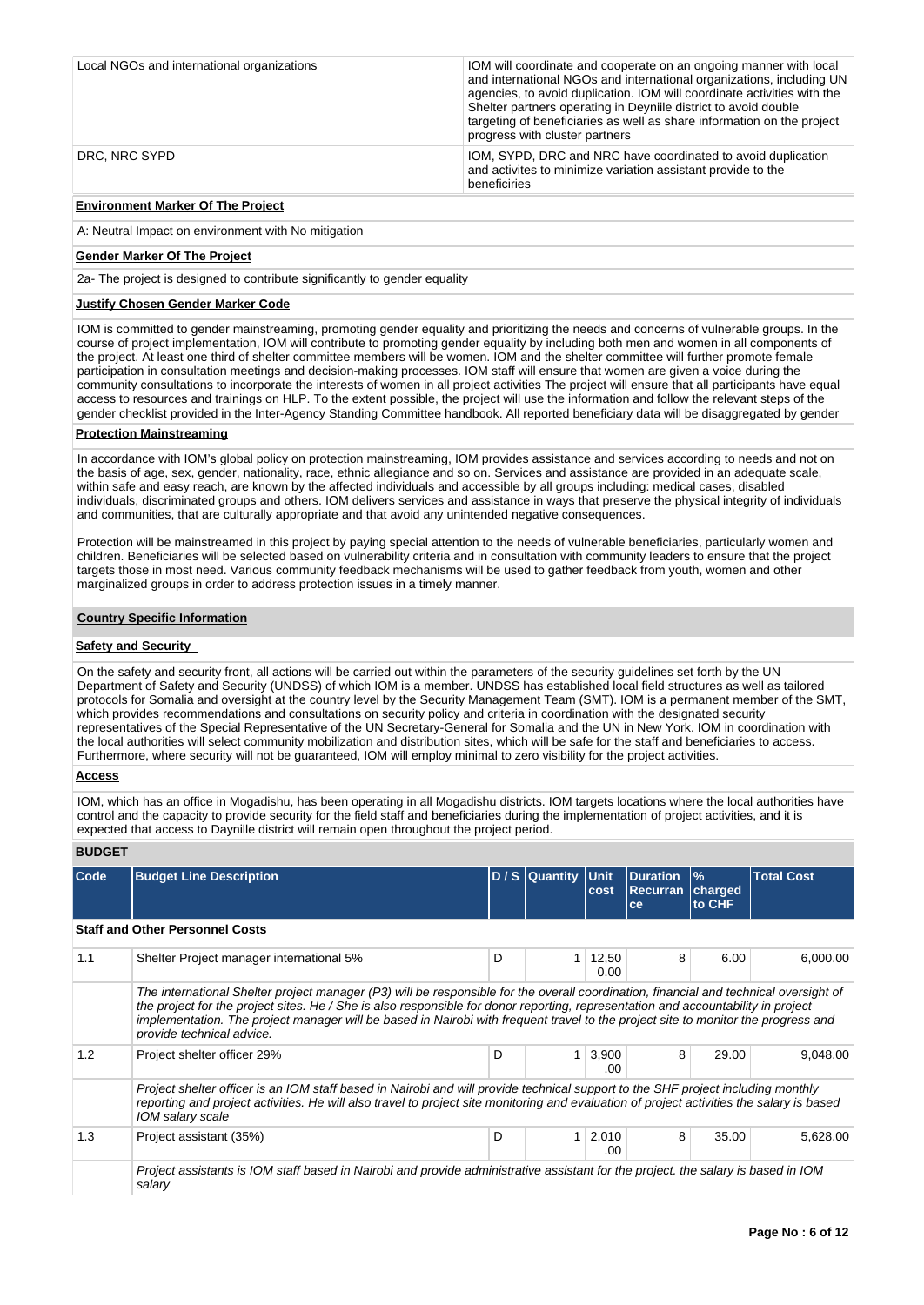| | |
|---|---|
| Local NGOs and international organizations | IOM will coordinate and cooperate on an ongoing manner with local and international NGOs and international organizations, including UN agencies, to avoid duplication. IOM will coordinate activities with the Shelter partners operating in Deyniile district to avoid double targeting of beneficiaries as well as share information on the project progress with cluster partners |
| DRC, NRC SYPD | IOM, SYPD, DRC and NRC have coordinated to avoid duplication and activites to minimize variation assistant provide to the beneficiries |

**Environment Marker Of The Project**

A: Neutral Impact on environment with No mitigation

**Gender Marker Of The Project**

2a- The project is designed to contribute significantly to gender equality

**Justify Chosen Gender Marker Code**

IOM is committed to gender mainstreaming, promoting gender equality and prioritizing the needs and concerns of vulnerable groups. In the course of project implementation, IOM will contribute to promoting gender equality by including both men and women in all components of the project. At least one third of shelter committee members will be women. IOM and the shelter committee will further promote female participation in consultation meetings and decision-making processes. IOM staff will ensure that women are given a voice during the community consultations to incorporate the interests of women in all project activities The project will ensure that all participants have equal access to resources and trainings on HLP. To the extent possible, the project will use the information and follow the relevant steps of the gender checklist provided in the Inter-Agency Standing Committee handbook. All reported beneficiary data will be disaggregated by gender

**Protection Mainstreaming**

In accordance with IOM's global policy on protection mainstreaming, IOM provides assistance and services according to needs and not on the basis of age, sex, gender, nationality, race, ethnic allegiance and so on. Services and assistance are provided in an adequate scale, within safe and easy reach, are known by the affected individuals and accessible by all groups including: medical cases, disabled individuals, discriminated groups and others. IOM delivers services and assistance in ways that preserve the physical integrity of individuals and communities, that are culturally appropriate and that avoid any unintended negative consequences.

Protection will be mainstreamed in this project by paying special attention to the needs of vulnerable beneficiaries, particularly women and children. Beneficiaries will be selected based on vulnerability criteria and in consultation with community leaders to ensure that the project targets those in most need. Various community feedback mechanisms will be used to gather feedback from youth, women and other marginalized groups in order to address protection issues in a timely manner.

**Country Specific Information**

**Safety and Security**

On the safety and security front, all actions will be carried out within the parameters of the security guidelines set forth by the UN Department of Safety and Security (UNDSS) of which IOM is a member. UNDSS has established local field structures as well as tailored protocols for Somalia and oversight at the country level by the Security Management Team (SMT). IOM is a permanent member of the SMT, which provides recommendations and consultations on security policy and criteria in coordination with the designated security representatives of the Special Representative of the UN Secretary-General for Somalia and the UN in New York. IOM in coordination with the local authorities will select community mobilization and distribution sites, which will be safe for the staff and beneficiaries to access. Furthermore, where security will not be guaranteed, IOM will employ minimal to zero visibility for the project activities.

**Access**

IOM, which has an office in Mogadishu, has been operating in all Mogadishu districts. IOM targets locations where the local authorities have control and the capacity to provide security for the field staff and beneficiaries during the implementation of project activities, and it is expected that access to Daynille district will remain open throughout the project period.

**BUDGET**

| Code | Budget Line Description | D / S | Quantity | Unit cost | Duration Recurrance | % charged to CHF | Total Cost |
|---|---|---|---|---|---|---|---|
| **Staff and Other Personnel Costs** | | | | | | | |
| 1.1 | Shelter Project manager international 5% | D | 1 | 12,500.00 | 8 | 6.00 | 6,000.00 |
| | *The international Shelter project manager (P3) will be responsible for the overall coordination, financial and technical oversight of the project for the project sites. He / She is also responsible for donor reporting, representation and accountability in project implementation. The project manager will be based in Nairobi with frequent travel to the project site to monitor the progress and provide technical advice.* | | | | | | |
| 1.2 | Project shelter officer 29% | D | 1 | 3,900.00 | 8 | 29.00 | 9,048.00 |
| | *Project shelter officer is an IOM staff based in Nairobi and will provide technical support to the SHF project including monthly reporting and project activities. He will also travel to project site monitoring and evaluation of project activities the salary is based IOM salary scale* | | | | | | |
| 1.3 | Project assistant (35%) | D | 1 | 2,010.00 | 8 | 35.00 | 5,628.00 |
| | *Project assistants is IOM staff based in Nairobi and provide administrative assistant for the project. the salary is based in IOM salary* | | | | | | |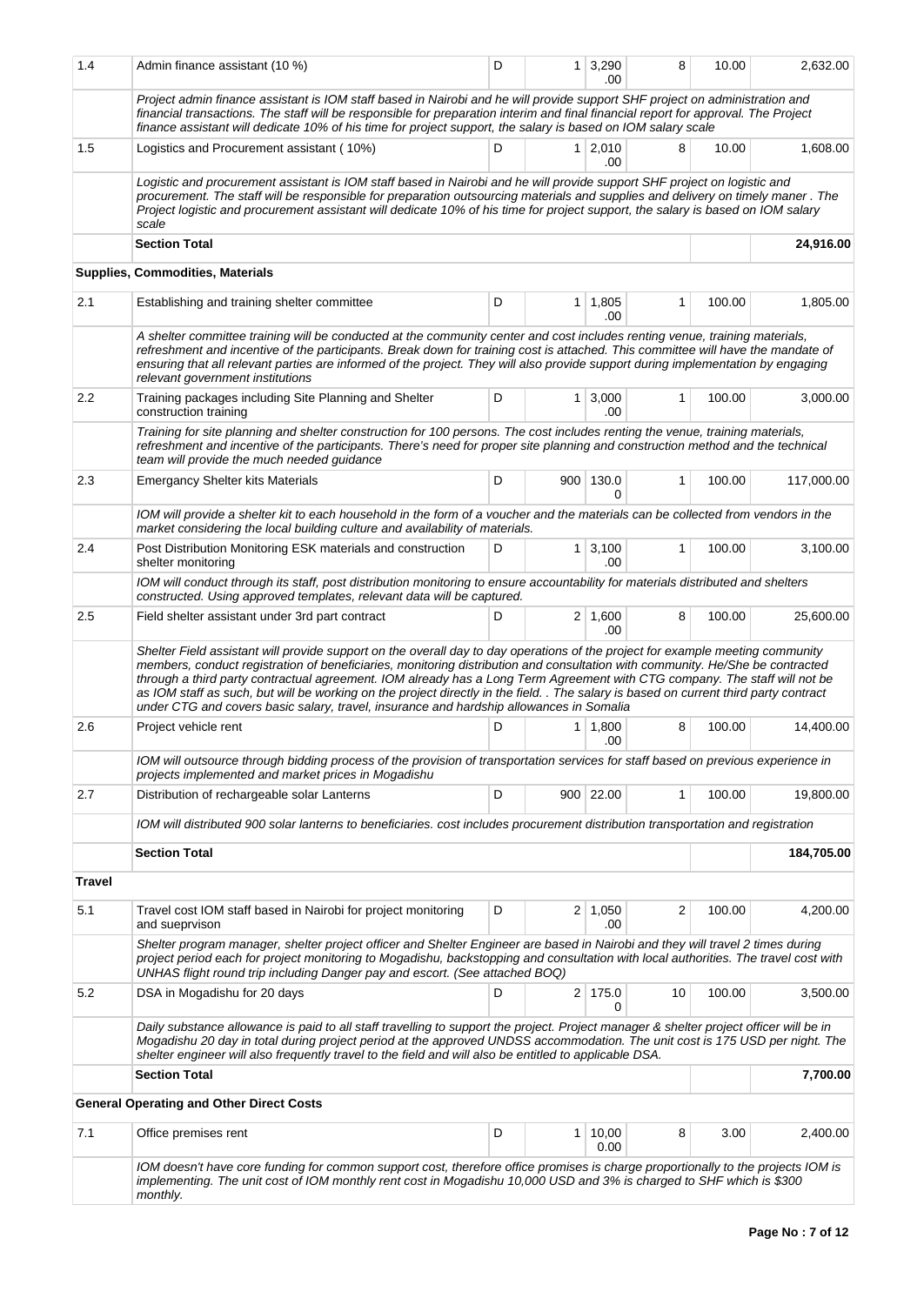| | | | | | | | |
|---|---|---|---|---|---|---|---|
| 1.4 | Admin finance assistant (10 %) | D | 1 | 3,290.00 | 8 | 10.00 | 2,632.00 |
| | *Project admin finance assistant is IOM staff based in Nairobi and he will provide support SHF project on administration and financial transactions. The staff will be responsible for preparation interim and final financial report for approval. The Project finance assistant will dedicate 10% of his time for project support, the salary is based on IOM salary scale* | | | | | | |
| 1.5 | Logistics and Procurement assistant ( 10%) | D | 1 | 2,010.00 | 8 | 10.00 | 1,608.00 |
| | *Logistic and procurement assistant is IOM staff based in Nairobi and he will provide support SHF project on logistic and procurement. The staff will be responsible for preparation outsourcing materials and supplies and delivery on timely maner . The Project logistic and procurement assistant will dedicate 10% of his time for project support, the salary is based on IOM salary scale* | | | | | | |
| | **Section Total** | | | | | | **24,916.00** |
| | **Supplies, Commodities, Materials** | | | | | | |
| 2.1 | Establishing and training shelter committee | D | 1 | 1,805.00 | 1 | 100.00 | 1,805.00 |
| | *A shelter committee training will be conducted at the community center and cost includes renting venue, training materials, refreshment and incentive of the participants. Break down for training cost is attached. This committee will have the mandate of ensuring that all relevant parties are informed of the project. They will also provide support during implementation by engaging relevant government institutions* | | | | | | |
| 2.2 | Training packages including Site Planning and Shelter construction training | D | 1 | 3,000.00 | 1 | 100.00 | 3,000.00 |
| | *Training for site planning and shelter construction for 100 persons. The cost includes renting the venue, training materials, refreshment and incentive of the participants. There's need for proper site planning and construction method and the technical team will provide the much needed guidance* | | | | | | |
| 2.3 | Emergancy Shelter kits Materials | D | 900 | 130.00 | 1 | 100.00 | 117,000.00 |
| | *IOM will provide a shelter kit to each household in the form of a voucher and the materials can be collected from vendors in the market considering the local building culture and availability of materials.* | | | | | | |
| 2.4 | Post Distribution Monitoring ESK materials and construction shelter monitoring | D | 1 | 3,100.00 | 1 | 100.00 | 3,100.00 |
| | *IOM will conduct through its staff, post distribution monitoring to ensure accountability for materials distributed and shelters constructed. Using approved templates, relevant data will be captured.* | | | | | | |
| 2.5 | Field shelter assistant under 3rd part contract | D | 2 | 1,600.00 | 8 | 100.00 | 25,600.00 |
| | *Shelter Field assistant will provide support on the overall day to day operations of the project for example meeting community members, conduct registration of beneficiaries, monitoring distribution and consultation with community. He/She be contracted through a third party contractual agreement. IOM already has a Long Term Agreement with CTG company. The staff will not be as IOM staff as such, but will be working on the project directly in the field. . The salary is based on current third party contract under CTG and covers basic salary, travel, insurance and hardship allowances in Somalia* | | | | | | |
| 2.6 | Project vehicle rent | D | 1 | 1,800.00 | 8 | 100.00 | 14,400.00 |
| | *IOM will outsource through bidding process of the provision of transportation services for staff based on previous experience in projects implemented and market prices in Mogadishu* | | | | | | |
| 2.7 | Distribution of rechargeable solar Lanterns | D | 900 | 22.00 | 1 | 100.00 | 19,800.00 |
| | *IOM will distributed 900 solar lanterns to beneficiaries. cost includes procurement distribution transportation and registration* | | | | | | |
| | **Section Total** | | | | | | **184,705.00** |
| **Travel** | | | | | | | |
| 5.1 | Travel cost IOM staff based in Nairobi for project monitoring and sueprvison | D | 2 | 1,050.00 | 2 | 100.00 | 4,200.00 |
| | *Shelter program manager, shelter project officer and Shelter Engineer are based in Nairobi and they will travel 2 times during project period each for project monitoring to Mogadishu, backstopping and consultation with local authorities. The travel cost with UNHAS flight round trip including Danger pay and escort. (See attached BOQ)* | | | | | | |
| 5.2 | DSA in Mogadishu for 20 days | D | 2 | 175.00 | 10 | 100.00 | 3,500.00 |
| | *Daily substance allowance is paid to all staff travelling to support the project. Project manager & shelter project officer will be in Mogadishu 20 day in total during project period at the approved UNDSS accommodation. The unit cost is 175 USD per night. The shelter engineer will also frequently travel to the field and will also be entitled to applicable DSA.* | | | | | | |
| | **Section Total** | | | | | | **7,700.00** |
| | **General Operating and Other Direct Costs** | | | | | | |
| 7.1 | Office premises rent | D | 1 | 10,000.00 | 8 | 3.00 | 2,400.00 |
| | *IOM doesn't have core funding for common support cost, therefore office promises is charge proportionally to the projects IOM is implementing. The unit cost of IOM monthly rent cost in Mogadishu 10,000 USD and 3% is charged to SHF which is $300 monthly.* | | | | | | |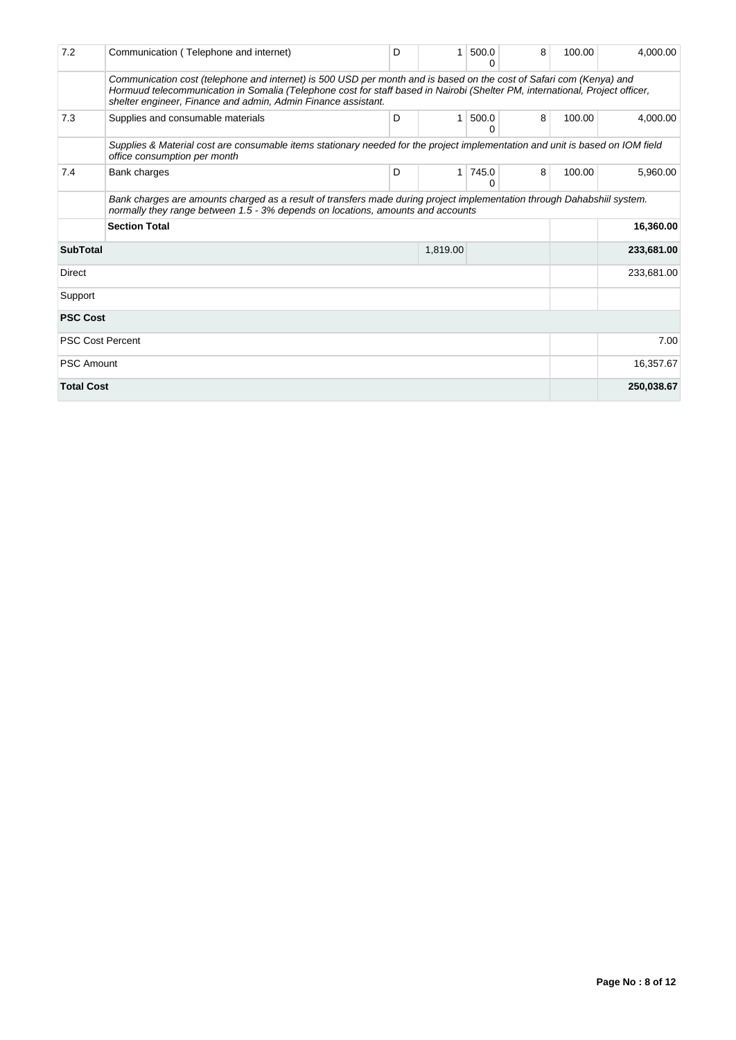| 7.2 | Communication ( Telephone and internet) | D | 1 | 500.00 | 8 | 100.00 | 4,000.00 |
|---|---|---|---|---|---|---|---|
| | *Communication cost (telephone and internet) is 500 USD per month and is based on the cost of Safari com (Kenya) and Hormuud telecommunication in Somalia (Telephone cost for staff based in Nairobi (Shelter PM, international, Project officer, shelter engineer, Finance and admin, Admin Finance assistant.* | | | | | | |
| 7.3 | Supplies and consumable materials | D | 1 | 500.00 | 8 | 100.00 | 4,000.00 |
| | *Supplies & Material cost are consumable items stationary needed for the project implementation and unit is based on IOM field office consumption per month* | | | | | | |
| 7.4 | Bank charges | D | 1 | 745.00 | 8 | 100.00 | 5,960.00 |
| | *Bank charges are amounts charged as a result of transfers made during project implementation through Dahabshiil system. normally they range between 1.5 - 3% depends on locations, amounts and accounts* | | | | | | |
| | **Section Total** | | | | | | **16,360.00** |
| **SubTotal** | | | 1,819.00 | | | | **233,681.00** |
| Direct | | | | | | | 233,681.00 |
| Support | | | | | | | |
| **PSC Cost** | | | | | | | |
| PSC Cost Percent | | | | | | | 7.00 |
| PSC Amount | | | | | | | 16,357.67 |
| **Total Cost** | | | | | | | **250,038.67** |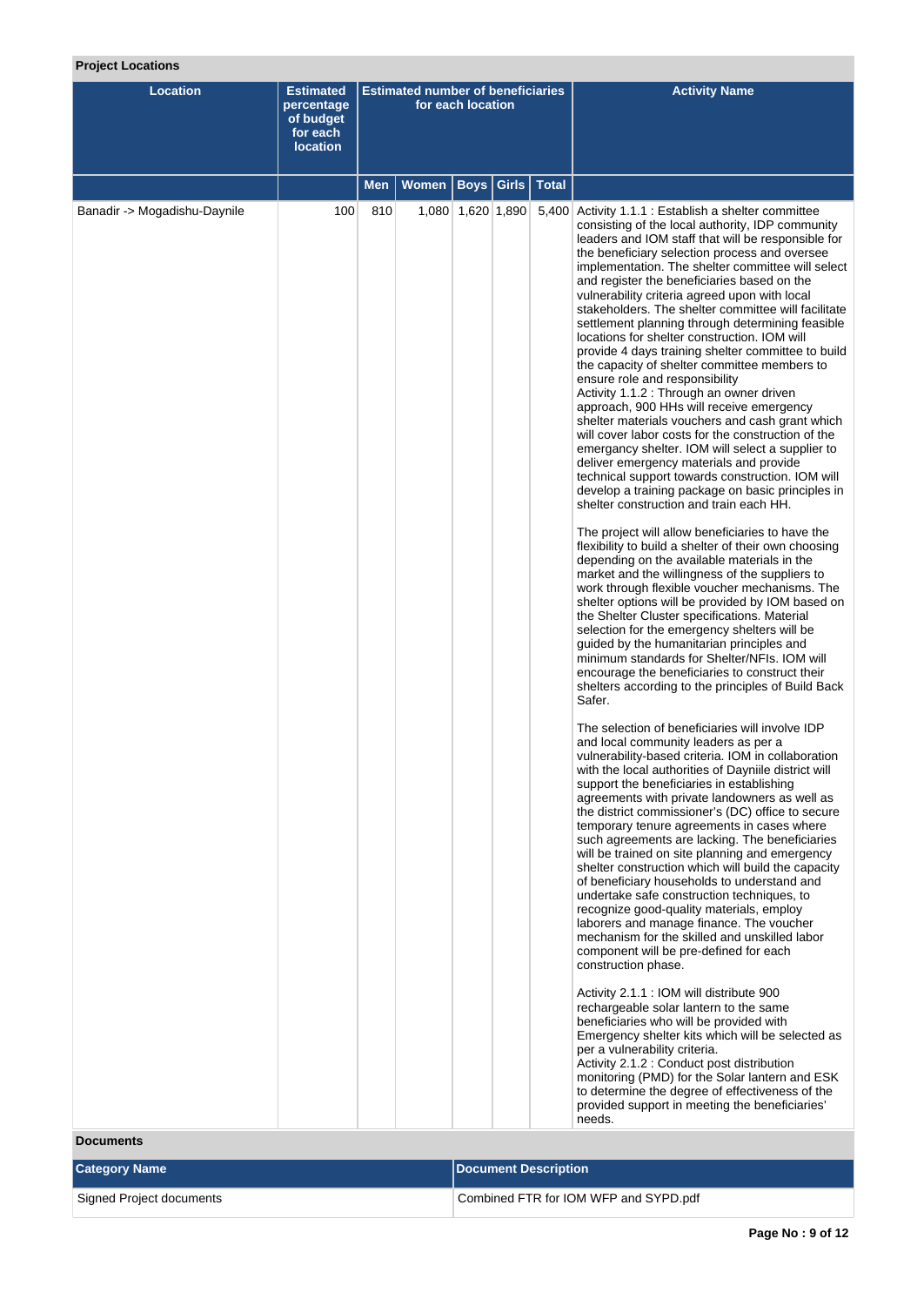### Project Locations

| Location | Estimated percentage of budget for each location | Estimated number of beneficiaries for each location | | | | | Activity Name |
|---|---|---|---|---|---|---|---|
| | | Men | Women | Boys | Girls | Total | |
| Banadir -> Mogadishu-Daynile | 100 | 810 | 1,080 | 1,620 | 1,890 | 5,400 | Activity 1.1.1 : Establish a shelter committee consisting of the local authority, IDP community leaders and IOM staff that will be responsible for the beneficiary selection process and oversee implementation. The shelter committee will select and register the beneficiaries based on the vulnerability criteria agreed upon with local stakeholders. The shelter committee will facilitate settlement planning through determining feasible locations for shelter construction. IOM will provide 4 days training shelter committee to build the capacity of shelter committee members to ensure role and responsibility<br>Activity 1.1.2 : Through an owner driven approach, 900 HHs will receive emergency shelter materials vouchers and cash grant which will cover labor costs for the construction of the emergancy shelter. IOM will select a supplier to deliver emergency materials and provide technical support towards construction. IOM will develop a training package on basic principles in shelter construction and train each HH.<br><br>The project will allow beneficiaries to have the flexibility to build a shelter of their own choosing depending on the available materials in the market and the willingness of the suppliers to work through flexible voucher mechanisms. The shelter options will be provided by IOM based on the Shelter Cluster specifications. Material selection for the emergency shelters will be guided by the humanitarian principles and minimum standards for Shelter/NFIs. IOM will encourage the beneficiaries to construct their shelters according to the principles of Build Back Safer.<br><br>The selection of beneficiaries will involve IDP and local community leaders as per a vulnerability-based criteria. IOM in collaboration with the local authorities of Dayniile district will support the beneficiaries in establishing agreements with private landowners as well as the district commissioner's (DC) office to secure temporary tenure agreements in cases where such agreements are lacking. The beneficiaries will be trained on site planning and emergency shelter construction which will build the capacity of beneficiary households to understand and undertake safe construction techniques, to recognize good-quality materials, employ laborers and manage finance. The voucher mechanism for the skilled and unskilled labor component will be pre-defined for each construction phase.<br><br>Activity 2.1.1 : IOM will distribute 900 rechargeable solar lantern to the same beneficiaries who will be provided with Emergency shelter kits which will be selected as per a vulnerability criteria.<br>Activity 2.1.2 : Conduct post distribution monitoring (PMD) for the Solar lantern and ESK to determine the degree of effectiveness of the provided support in meeting the beneficiaries' needs. |

### Documents

| Category Name | Document Description |
|---|---|
| Signed Project documents | Combined FTR for IOM WFP and SYPD.pdf |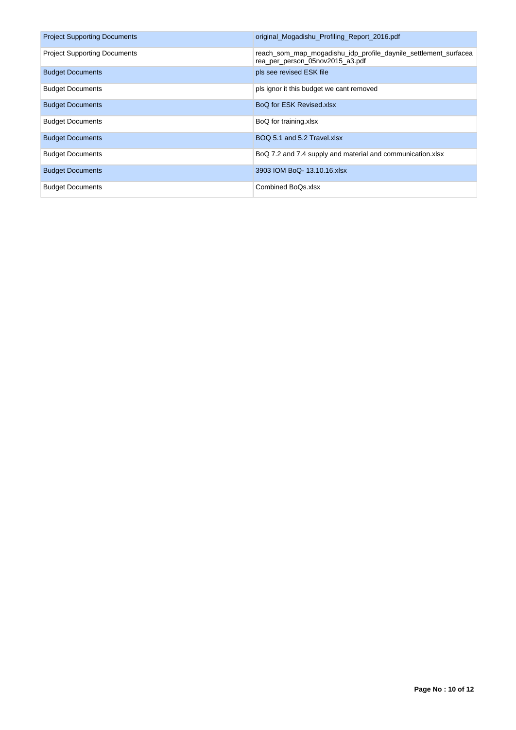| | |
|---|---|
| Project Supporting Documents | original_Mogadishu_Profiling_Report_2016.pdf |
| Project Supporting Documents | reach_som_map_mogadishu_idp_profile_daynile_settlement_surfacearea_per_person_05nov2015_a3.pdf |
| Budget Documents | pls see revised ESK file |
| Budget Documents | pls ignor it this budget we cant removed |
| Budget Documents | BoQ for ESK Revised.xlsx |
| Budget Documents | BoQ for training.xlsx |
| Budget Documents | BOQ 5.1 and 5.2 Travel.xlsx |
| Budget Documents | BoQ 7.2 and 7.4 supply and material and communication.xlsx |
| Budget Documents | 3903 IOM BoQ- 13.10.16.xlsx |
| Budget Documents | Combined BoQs.xlsx |